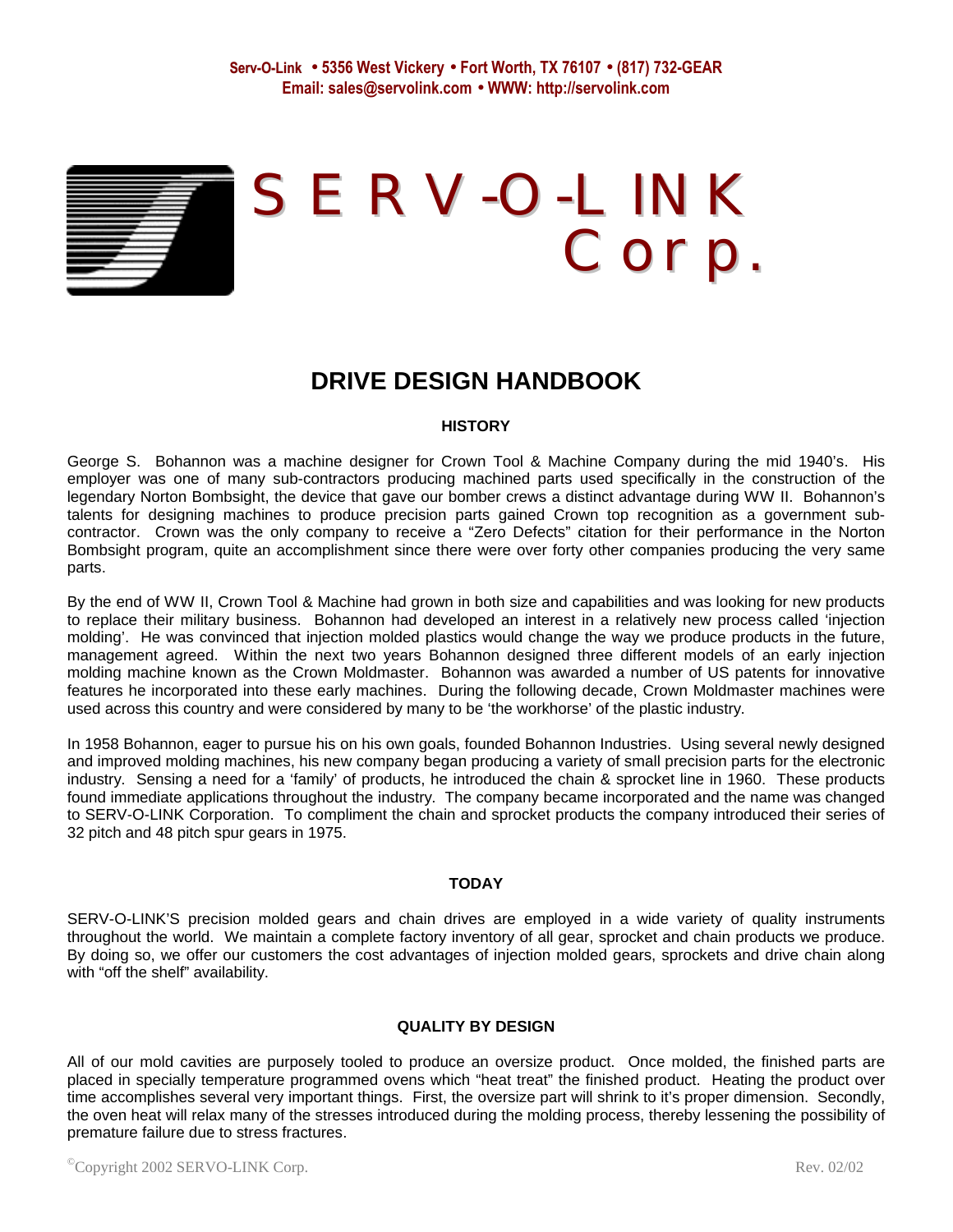Serv-O-Link • 5356 West Vickery • Fort Worth, TX 76107 • (817) 732-GEAR
Email: sales@servolink.com • WWW: http://servolink.com

SERV-O-LINK Corp.

# DRIVE DESIGN HANDBOOK

## HISTORY

George S. Bohannon was a machine designer for Crown Tool & Machine Company during the mid 1940's. His employer was one of many sub-contractors producing machined parts used specifically in the construction of the legendary Norton Bombsight, the device that gave our bomber crews a distinct advantage during WW II. Bohannon's talents for designing machines to produce precision parts gained Crown top recognition as a government sub-contractor. Crown was the only company to receive a "Zero Defects" citation for their performance in the Norton Bombsight program, quite an accomplishment since there were over forty other companies producing the very same parts.

By the end of WW II, Crown Tool & Machine had grown in both size and capabilities and was looking for new products to replace their military business. Bohannon had developed an interest in a relatively new process called 'injection molding'. He was convinced that injection molded plastics would change the way we produce products in the future, management agreed. Within the next two years Bohannon designed three different models of an early injection molding machine known as the Crown Moldmaster. Bohannon was awarded a number of US patents for innovative features he incorporated into these early machines. During the following decade, Crown Moldmaster machines were used across this country and were considered by many to be 'the workhorse' of the plastic industry.

In 1958 Bohannon, eager to pursue his on his own goals, founded Bohannon Industries. Using several newly designed and improved molding machines, his new company began producing a variety of small precision parts for the electronic industry. Sensing a need for a 'family' of products, he introduced the chain & sprocket line in 1960. These products found immediate applications throughout the industry. The company became incorporated and the name was changed to SERV-O-LINK Corporation. To compliment the chain and sprocket products the company introduced their series of 32 pitch and 48 pitch spur gears in 1975.

## TODAY

SERV-O-LINK'S precision molded gears and chain drives are employed in a wide variety of quality instruments throughout the world. We maintain a complete factory inventory of all gear, sprocket and chain products we produce. By doing so, we offer our customers the cost advantages of injection molded gears, sprockets and drive chain along with "off the shelf" availability.

## QUALITY BY DESIGN

All of our mold cavities are purposely tooled to produce an oversize product. Once molded, the finished parts are placed in specially temperature programmed ovens which "heat treat" the finished product. Heating the product over time accomplishes several very important things. First, the oversize part will shrink to it's proper dimension. Secondly, the oven heat will relax many of the stresses introduced during the molding process, thereby lessening the possibility of premature failure due to stress fractures.

©Copyright 2002 SERVO-LINK Corp. Rev. 02/02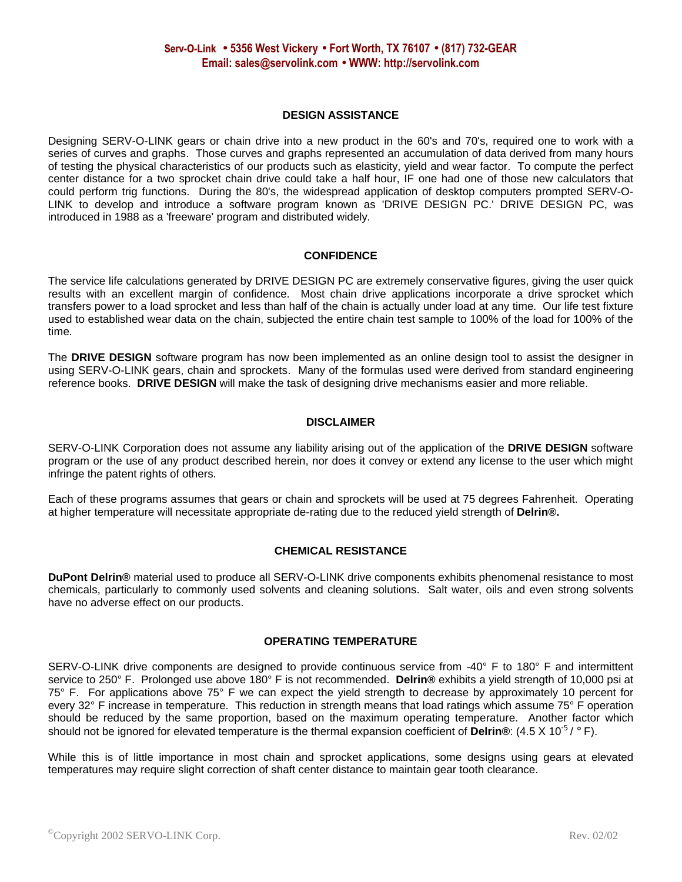Serv-O-Link • 5356 West Vickery • Fort Worth, TX 76107 • (817) 732-GEAR
Email: sales@servolink.com • WWW: http://servolink.com

## DESIGN ASSISTANCE

Designing SERV-O-LINK gears or chain drive into a new product in the 60's and 70's, required one to work with a series of curves and graphs. Those curves and graphs represented an accumulation of data derived from many hours of testing the physical characteristics of our products such as elasticity, yield and wear factor. To compute the perfect center distance for a two sprocket chain drive could take a half hour, IF one had one of those new calculators that could perform trig functions. During the 80's, the widespread application of desktop computers prompted SERV-O-LINK to develop and introduce a software program known as 'DRIVE DESIGN PC.' DRIVE DESIGN PC, was introduced in 1988 as a 'freeware' program and distributed widely.

## CONFIDENCE

The service life calculations generated by DRIVE DESIGN PC are extremely conservative figures, giving the user quick results with an excellent margin of confidence. Most chain drive applications incorporate a drive sprocket which transfers power to a load sprocket and less than half of the chain is actually under load at any time. Our life test fixture used to established wear data on the chain, subjected the entire chain test sample to 100% of the load for 100% of the time.

The **DRIVE DESIGN** software program has now been implemented as an online design tool to assist the designer in using SERV-O-LINK gears, chain and sprockets. Many of the formulas used were derived from standard engineering reference books. **DRIVE DESIGN** will make the task of designing drive mechanisms easier and more reliable.

## DISCLAIMER

SERV-O-LINK Corporation does not assume any liability arising out of the application of the **DRIVE DESIGN** software program or the use of any product described herein, nor does it convey or extend any license to the user which might infringe the patent rights of others.

Each of these programs assumes that gears or chain and sprockets will be used at 75 degrees Fahrenheit. Operating at higher temperature will necessitate appropriate de-rating due to the reduced yield strength of **Delrin®.**

## CHEMICAL RESISTANCE

**DuPont Delrin®** material used to produce all SERV-O-LINK drive components exhibits phenomenal resistance to most chemicals, particularly to commonly used solvents and cleaning solutions. Salt water, oils and even strong solvents have no adverse effect on our products.

## OPERATING TEMPERATURE

SERV-O-LINK drive components are designed to provide continuous service from -40° F to 180° F and intermittent service to 250° F. Prolonged use above 180° F is not recommended. **Delrin®** exhibits a yield strength of 10,000 psi at 75° F. For applications above 75° F we can expect the yield strength to decrease by approximately 10 percent for every 32° F increase in temperature. This reduction in strength means that load ratings which assume 75° F operation should be reduced by the same proportion, based on the maximum operating temperature. Another factor which should not be ignored for elevated temperature is the thermal expansion coefficient of **Delrin®**: ($4.5 \times 10^{-5}$ / ° F).

While this is of little importance in most chain and sprocket applications, some designs using gears at elevated temperatures may require slight correction of shaft center distance to maintain gear tooth clearance.

©Copyright 2002 SERVO-LINK Corp. Rev. 02/02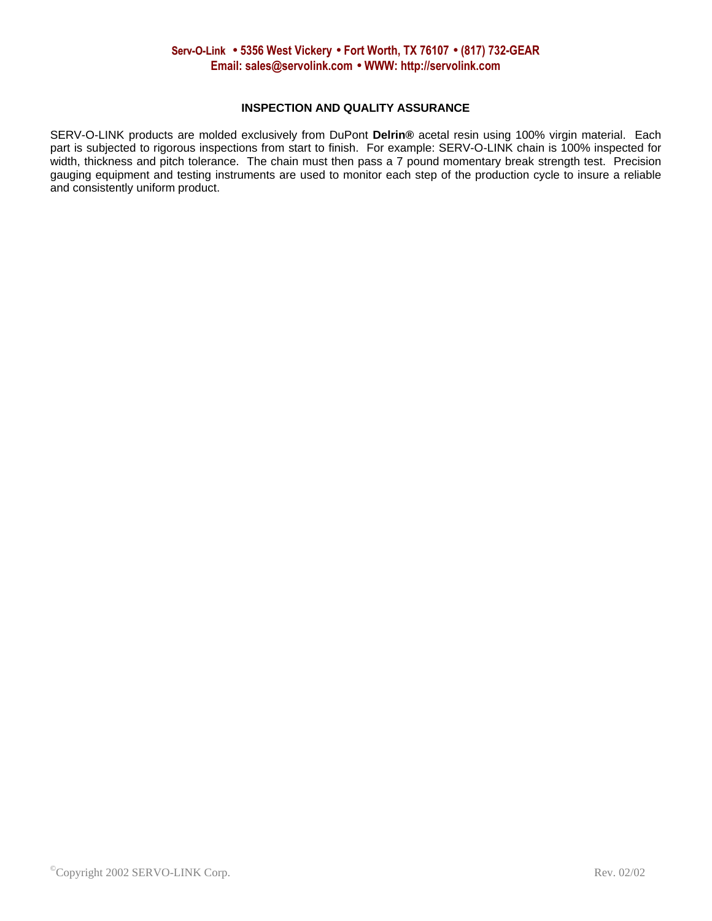## INSPECTION AND QUALITY ASSURANCE

SERV-O-LINK products are molded exclusively from DuPont **Delrin®** acetal resin using 100% virgin material. Each part is subjected to rigorous inspections from start to finish. For example: SERV-O-LINK chain is 100% inspected for width, thickness and pitch tolerance. The chain must then pass a 7 pound momentary break strength test. Precision gauging equipment and testing instruments are used to monitor each step of the production cycle to insure a reliable and consistently uniform product.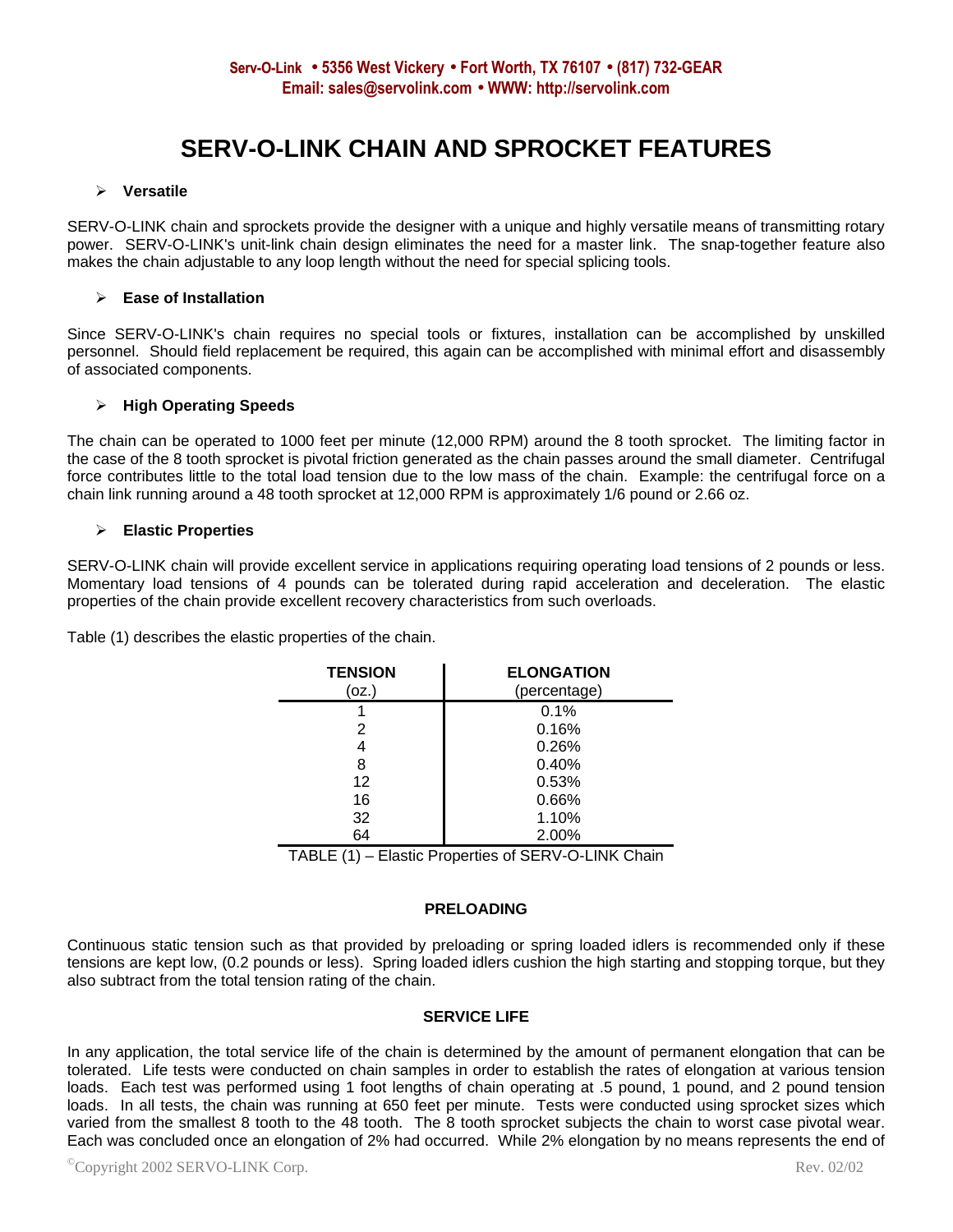Serv-O-Link • 5356 West Vickery • Fort Worth, TX 76107 • (817) 732-GEAR
Email: sales@servolink.com • WWW: http://servolink.com

# SERV-O-LINK CHAIN AND SPROCKET FEATURES

- **Versatile**

SERV-O-LINK chain and sprockets provide the designer with a unique and highly versatile means of transmitting rotary power. SERV-O-LINK's unit-link chain design eliminates the need for a master link. The snap-together feature also makes the chain adjustable to any loop length without the need for special splicing tools.

- **Ease of Installation**

Since SERV-O-LINK's chain requires no special tools or fixtures, installation can be accomplished by unskilled personnel. Should field replacement be required, this again can be accomplished with minimal effort and disassembly of associated components.

- **High Operating Speeds**

The chain can be operated to 1000 feet per minute (12,000 RPM) around the 8 tooth sprocket. The limiting factor in the case of the 8 tooth sprocket is pivotal friction generated as the chain passes around the small diameter. Centrifugal force contributes little to the total load tension due to the low mass of the chain. Example: the centrifugal force on a chain link running around a 48 tooth sprocket at 12,000 RPM is approximately 1/6 pound or 2.66 oz.

- **Elastic Properties**

SERV-O-LINK chain will provide excellent service in applications requiring operating load tensions of 2 pounds or less. Momentary load tensions of 4 pounds can be tolerated during rapid acceleration and deceleration. The elastic properties of the chain provide excellent recovery characteristics from such overloads.

Table (1) describes the elastic properties of the chain.

| TENSION (oz.) | ELONGATION (percentage) |
|---|---|
| 1 | 0.1% |
| 2 | 0.16% |
| 4 | 0.26% |
| 8 | 0.40% |
| 12 | 0.53% |
| 16 | 0.66% |
| 32 | 1.10% |
| 64 | 2.00% |

TABLE (1) – Elastic Properties of SERV-O-LINK Chain

## PRELOADING

Continuous static tension such as that provided by preloading or spring loaded idlers is recommended only if these tensions are kept low, (0.2 pounds or less). Spring loaded idlers cushion the high starting and stopping torque, but they also subtract from the total tension rating of the chain.

## SERVICE LIFE

In any application, the total service life of the chain is determined by the amount of permanent elongation that can be tolerated. Life tests were conducted on chain samples in order to establish the rates of elongation at various tension loads. Each test was performed using 1 foot lengths of chain operating at .5 pound, 1 pound, and 2 pound tension loads. In all tests, the chain was running at 650 feet per minute. Tests were conducted using sprocket sizes which varied from the smallest 8 tooth to the 48 tooth. The 8 tooth sprocket subjects the chain to worst case pivotal wear. Each was concluded once an elongation of 2% had occurred. While 2% elongation by no means represents the end of

©Copyright 2002 SERVO-LINK Corp. Rev. 02/02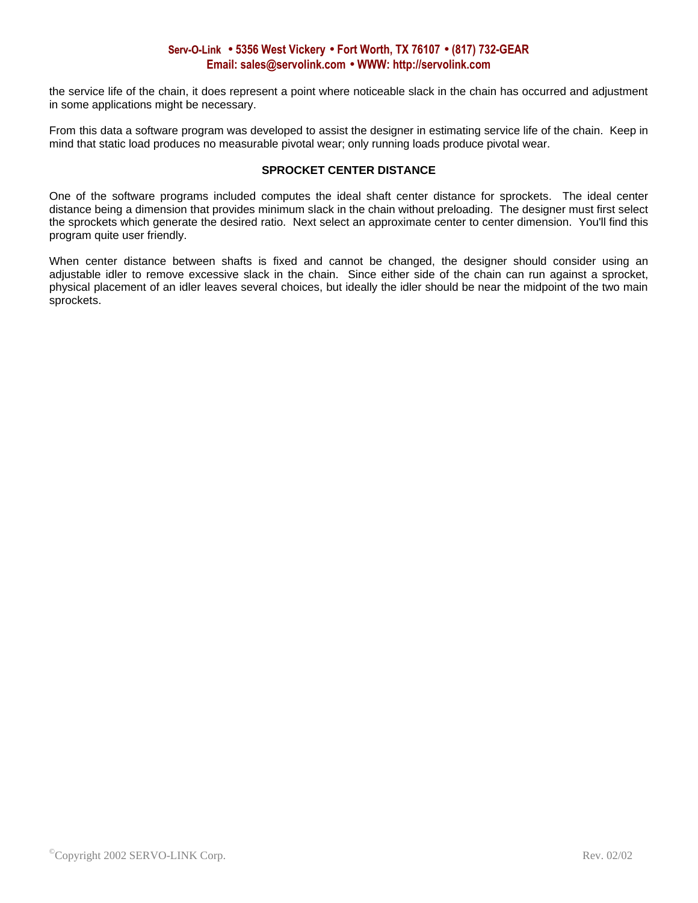the service life of the chain, it does represent a point where noticeable slack in the chain has occurred and adjustment in some applications might be necessary.

From this data a software program was developed to assist the designer in estimating service life of the chain. Keep in mind that static load produces no measurable pivotal wear; only running loads produce pivotal wear.

### SPROCKET CENTER DISTANCE

One of the software programs included computes the ideal shaft center distance for sprockets. The ideal center distance being a dimension that provides minimum slack in the chain without preloading. The designer must first select the sprockets which generate the desired ratio. Next select an approximate center to center dimension. You'll find this program quite user friendly.

When center distance between shafts is fixed and cannot be changed, the designer should consider using an adjustable idler to remove excessive slack in the chain. Since either side of the chain can run against a sprocket, physical placement of an idler leaves several choices, but ideally the idler should be near the midpoint of the two main sprockets.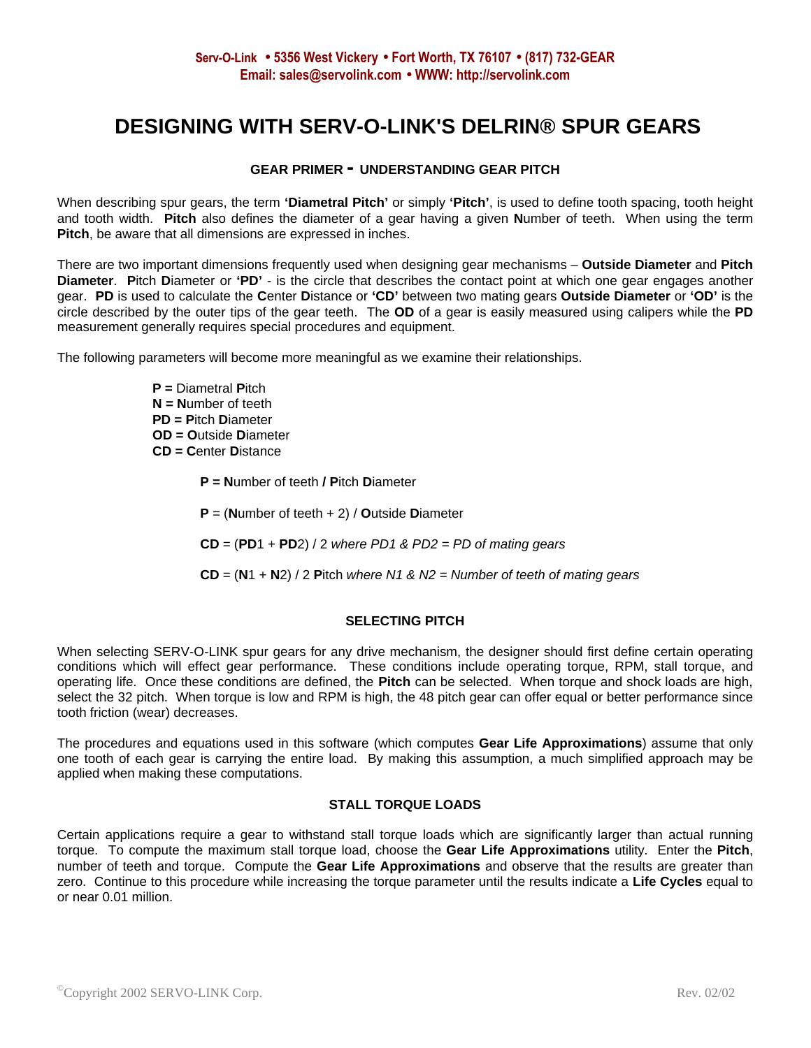Serv-O-Link • 5356 West Vickery • Fort Worth, TX 76107 • (817) 732-GEAR
Email: sales@servolink.com • WWW: http://servolink.com

# DESIGNING WITH SERV-O-LINK'S DELRIN® SPUR GEARS

### GEAR PRIMER - UNDERSTANDING GEAR PITCH

When describing spur gears, the term **'Diametral Pitch'** or simply **'Pitch'**, is used to define tooth spacing, tooth height and tooth width. **Pitch** also defines the diameter of a gear having a given **N**umber of teeth. When using the term **Pitch**, be aware that all dimensions are expressed in inches.

There are two important dimensions frequently used when designing gear mechanisms – **Outside Diameter** and **Pitch Diameter**. **P**itch **D**iameter or **'PD'** - is the circle that describes the contact point at which one gear engages another gear. **PD** is used to calculate the **C**enter **D**istance or **'CD'** between two mating gears **Outside Diameter** or **'OD'** is the circle described by the outer tips of the gear teeth. The **OD** of a gear is easily measured using calipers while the **PD** measurement generally requires special procedures and equipment.

The following parameters will become more meaningful as we examine their relationships.

**P =** Diametral **P**itch
**N =** **N**umber of teeth
**PD = P**itch **D**iameter
**OD = O**utside **D**iameter
**CD = C**enter **D**istance

**P = N**umber of teeth **/ P**itch **D**iameter

**P** = (**N**umber of teeth + 2) / **O**utside **D**iameter

**CD** = (**PD**1 + **PD**2) / 2 *where PD1 & PD2 = PD of mating gears*

**CD** = (**N**1 + **N**2) / 2 **P**itch *where N1 & N2 = Number of teeth of mating gears*

### SELECTING PITCH

When selecting SERV-O-LINK spur gears for any drive mechanism, the designer should first define certain operating conditions which will effect gear performance. These conditions include operating torque, RPM, stall torque, and operating life. Once these conditions are defined, the **Pitch** can be selected. When torque and shock loads are high, select the 32 pitch. When torque is low and RPM is high, the 48 pitch gear can offer equal or better performance since tooth friction (wear) decreases.

The procedures and equations used in this software (which computes **Gear Life Approximations**) assume that only one tooth of each gear is carrying the entire load. By making this assumption, a much simplified approach may be applied when making these computations.

### STALL TORQUE LOADS

Certain applications require a gear to withstand stall torque loads which are significantly larger than actual running torque. To compute the maximum stall torque load, choose the **Gear Life Approximations** utility. Enter the **Pitch**, number of teeth and torque. Compute the **Gear Life Approximations** and observe that the results are greater than zero. Continue to this procedure while increasing the torque parameter until the results indicate a **Life Cycles** equal to or near 0.01 million.

©Copyright 2002 SERVO-LINK Corp. Rev. 02/02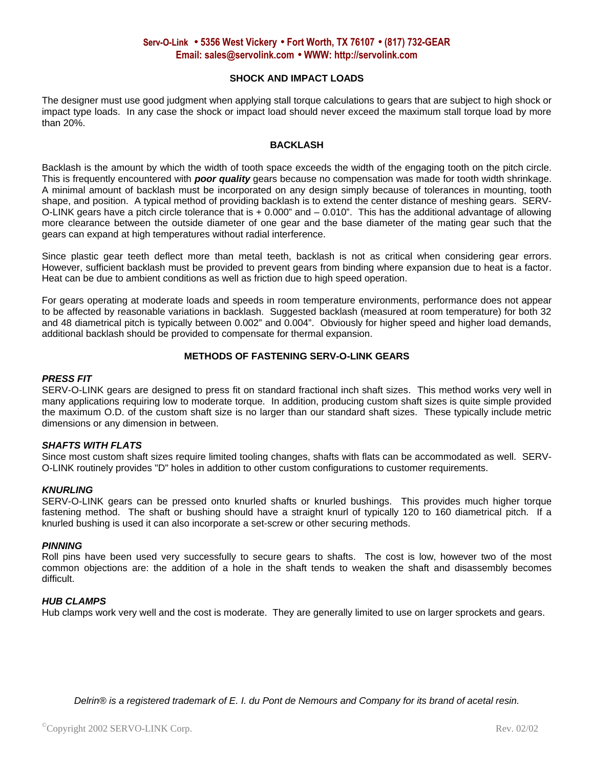## SHOCK AND IMPACT LOADS

The designer must use good judgment when applying stall torque calculations to gears that are subject to high shock or impact type loads. In any case the shock or impact load should never exceed the maximum stall torque load by more than 20%.

## BACKLASH

Backlash is the amount by which the width of tooth space exceeds the width of the engaging tooth on the pitch circle. This is frequently encountered with ***poor quality*** gears because no compensation was made for tooth width shrinkage. A minimal amount of backlash must be incorporated on any design simply because of tolerances in mounting, tooth shape, and position. A typical method of providing backlash is to extend the center distance of meshing gears. SERV-O-LINK gears have a pitch circle tolerance that is + 0.000" and – 0.010". This has the additional advantage of allowing more clearance between the outside diameter of one gear and the base diameter of the mating gear such that the gears can expand at high temperatures without radial interference.

Since plastic gear teeth deflect more than metal teeth, backlash is not as critical when considering gear errors. However, sufficient backlash must be provided to prevent gears from binding where expansion due to heat is a factor. Heat can be due to ambient conditions as well as friction due to high speed operation.

For gears operating at moderate loads and speeds in room temperature environments, performance does not appear to be affected by reasonable variations in backlash. Suggested backlash (measured at room temperature) for both 32 and 48 diametrical pitch is typically between 0.002" and 0.004". Obviously for higher speed and higher load demands, additional backlash should be provided to compensate for thermal expansion.

## METHODS OF FASTENING SERV-O-LINK GEARS

### *PRESS FIT*

SERV-O-LINK gears are designed to press fit on standard fractional inch shaft sizes. This method works very well in many applications requiring low to moderate torque. In addition, producing custom shaft sizes is quite simple provided the maximum O.D. of the custom shaft size is no larger than our standard shaft sizes. These typically include metric dimensions or any dimension in between.

### *SHAFTS WITH FLATS*

Since most custom shaft sizes require limited tooling changes, shafts with flats can be accommodated as well. SERV-O-LINK routinely provides "D" holes in addition to other custom configurations to customer requirements.

### *KNURLING*

SERV-O-LINK gears can be pressed onto knurled shafts or knurled bushings. This provides much higher torque fastening method. The shaft or bushing should have a straight knurl of typically 120 to 160 diametrical pitch. If a knurled bushing is used it can also incorporate a set-screw or other securing methods.

### *PINNING*

Roll pins have been used very successfully to secure gears to shafts. The cost is low, however two of the most common objections are: the addition of a hole in the shaft tends to weaken the shaft and disassembly becomes difficult.

### *HUB CLAMPS*

Hub clamps work very well and the cost is moderate. They are generally limited to use on larger sprockets and gears.

*Delrin® is a registered trademark of E. I. du Pont de Nemours and Company for its brand of acetal resin.*